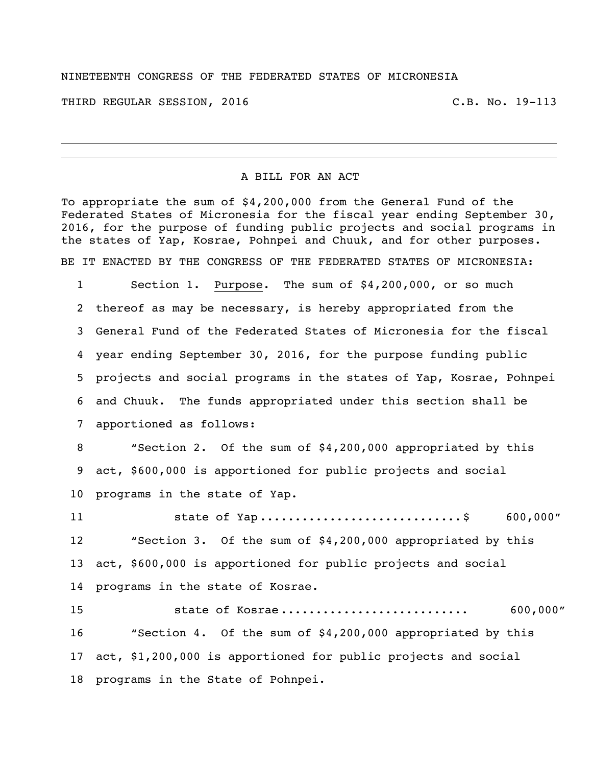NINETEENTH CONGRESS OF THE FEDERATED STATES OF MICRONESIA

THIRD REGULAR SESSION, 2016 C.B. No. 19-113

---

A BILL FOR AN ACT

To appropriate the sum of $4,200,000 from the General Fund of the Federated States of Micronesia for the fiscal year ending September 30, 2016, for the purpose of funding public projects and social programs in the states of Yap, Kosrae, Pohnpei and Chuuk, and for other purposes.

BE IT ENACTED BY THE CONGRESS OF THE FEDERATED STATES OF MICRONESIA:

1 Section 1. Purpose. The sum of $4,200,000, or so much
2 thereof as may be necessary, is hereby appropriated from the
3 General Fund of the Federated States of Micronesia for the fiscal
4 year ending September 30, 2016, for the purpose funding public
5 projects and social programs in the states of Yap, Kosrae, Pohnpei
6 and Chuuk. The funds appropriated under this section shall be
7 apportioned as follows:

8 "Section 2. Of the sum of $4,200,000 appropriated by this
9 act, $600,000 is apportioned for public projects and social
10 programs in the state of Yap.

11 state of Yap............................$ 600,000"

12 "Section 3. Of the sum of $4,200,000 appropriated by this
13 act, $600,000 is apportioned for public projects and social
14 programs in the state of Kosrae.

15 state of Kosrae.......................... 600,000"

16 "Section 4. Of the sum of $4,200,000 appropriated by this
17 act, $1,200,000 is apportioned for public projects and social
18 programs in the State of Pohnpei.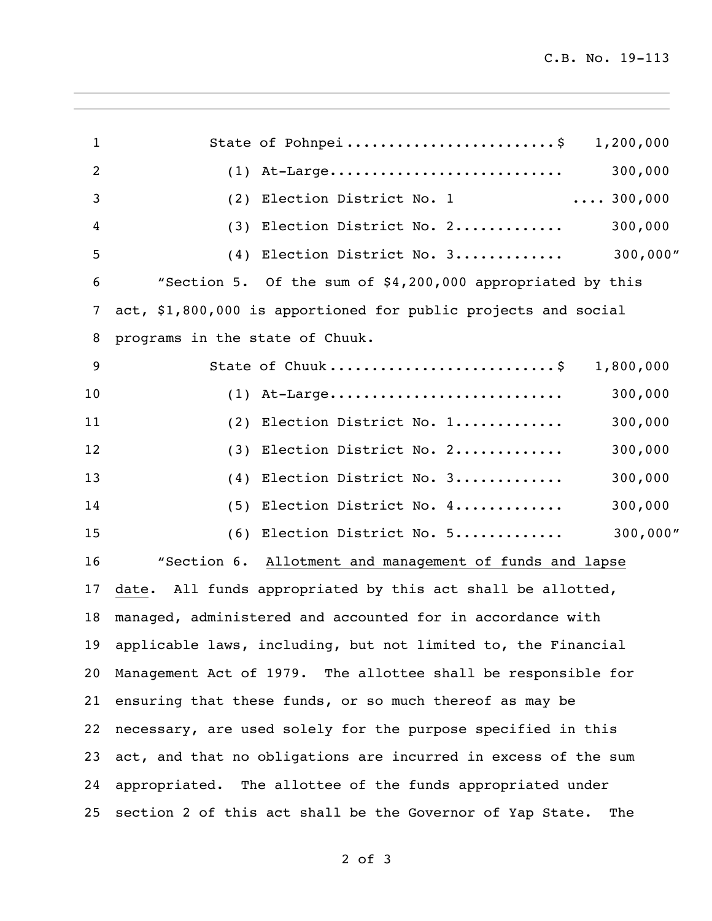State of Pohnpei........................$ 1,200,000

(1) At-Large........................... 300,000

(2) Election District No. 1 .... 300,000

(3) Election District No. 2............ 300,000

(4) Election District No. 3............ 300,000"

"Section 5. Of the sum of $4,200,000 appropriated by this act, $1,800,000 is apportioned for public projects and social programs in the state of Chuuk.

State of Chuuk..........................$ 1,800,000

(1) At-Large........................... 300,000

(2) Election District No. 1............ 300,000

(3) Election District No. 2............ 300,000

(4) Election District No. 3............ 300,000

(5) Election District No. 4............ 300,000

(6) Election District No. 5............ 300,000"

"Section 6. Allotment and management of funds and lapse date. All funds appropriated by this act shall be allotted, managed, administered and accounted for in accordance with applicable laws, including, but not limited to, the Financial Management Act of 1979. The allottee shall be responsible for ensuring that these funds, or so much thereof as may be necessary, are used solely for the purpose specified in this act, and that no obligations are incurred in excess of the sum appropriated. The allottee of the funds appropriated under section 2 of this act shall be the Governor of Yap State. The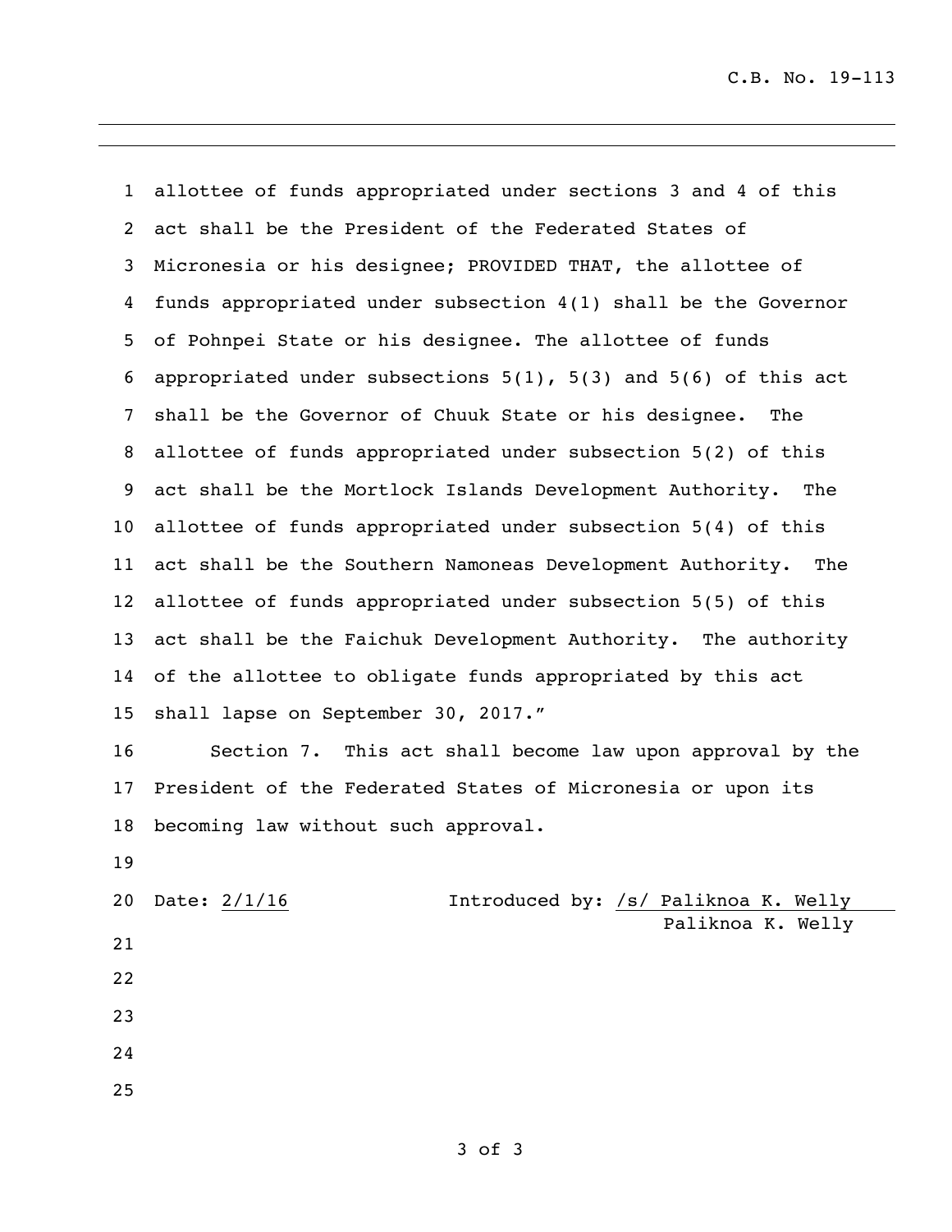allottee of funds appropriated under sections 3 and 4 of this act shall be the President of the Federated States of Micronesia or his designee; PROVIDED THAT, the allottee of funds appropriated under subsection 4(1) shall be the Governor of Pohnpei State or his designee. The allottee of funds appropriated under subsections 5(1), 5(3) and 5(6) of this act shall be the Governor of Chuuk State or his designee. The allottee of funds appropriated under subsection 5(2) of this act shall be the Mortlock Islands Development Authority. The allottee of funds appropriated under subsection 5(4) of this act shall be the Southern Namoneas Development Authority. The allottee of funds appropriated under subsection 5(5) of this act shall be the Faichuk Development Authority. The authority of the allottee to obligate funds appropriated by this act shall lapse on September 30, 2017."

Section 7. This act shall become law upon approval by the President of the Federated States of Micronesia or upon its becoming law without such approval.

Date: 2/1/16

Introduced by: /s/ Paliknoa K. Welly
Paliknoa K. Welly